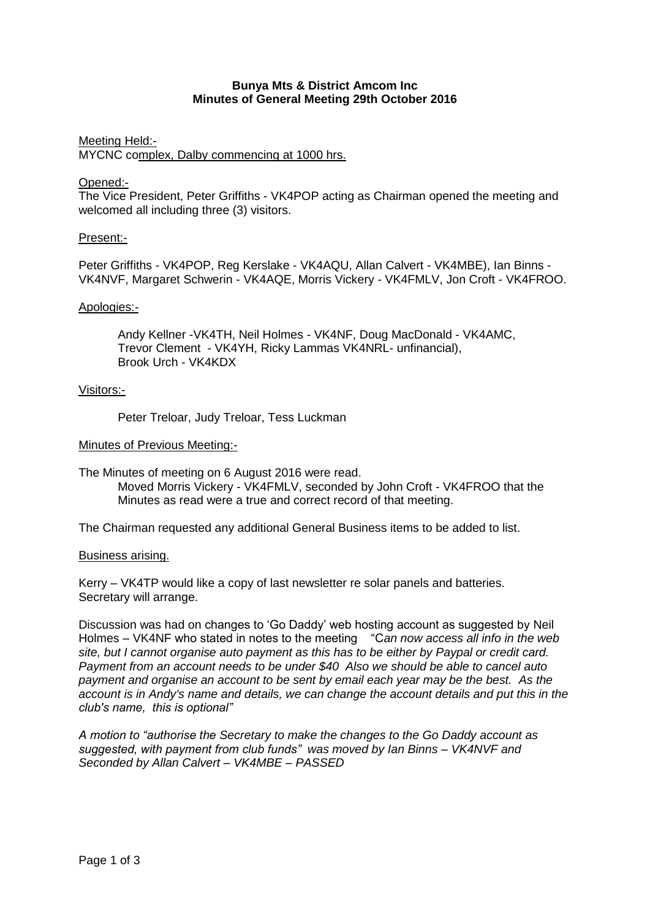**Bunya Mts & District Amcom Inc**
**Minutes of General Meeting 29th October 2016**

Meeting Held:-
MYCNC complex, Dalby commencing at 1000 hrs.

Opened:-
The Vice President, Peter Griffiths - VK4POP acting as Chairman opened the meeting and welcomed all including three (3) visitors.

Present:-

Peter Griffiths - VK4POP, Reg Kerslake - VK4AQU, Allan Calvert - VK4MBE), Ian Binns - VK4NVF, Margaret Schwerin - VK4AQE, Morris Vickery - VK4FMLV, Jon Croft - VK4FROO.

Apologies:-

Andy Kellner -VK4TH, Neil Holmes - VK4NF, Doug MacDonald - VK4AMC, Trevor Clement - VK4YH, Ricky Lammas VK4NRL- unfinancial), Brook Urch - VK4KDX

Visitors:-

Peter Treloar, Judy Treloar, Tess Luckman

Minutes of Previous Meeting:-

The Minutes of meeting on 6 August 2016 were read.
Moved Morris Vickery - VK4FMLV, seconded by John Croft - VK4FROO that the Minutes as read were a true and correct record of that meeting.

The Chairman requested any additional General Business items to be added to list.

Business arising.

Kerry – VK4TP would like a copy of last newsletter re solar panels and batteries. Secretary will arrange.

Discussion was had on changes to 'Go Daddy' web hosting account as suggested by Neil Holmes – VK4NF who stated in notes to the meeting "*Can now access all info in the web site, but I cannot organise auto payment as this has to be either by Paypal or credit card. Payment from an account needs to be under $40 Also we should be able to cancel auto payment and organise an account to be sent by email each year may be the best. As the account is in Andy's name and details, we can change the account details and put this in the club's name, this is optional"*

*A motion to "authorise the Secretary to make the changes to the Go Daddy account as suggested, with payment from club funds" was moved by Ian Binns – VK4NVF and Seconded by Allan Calvert – VK4MBE – PASSED*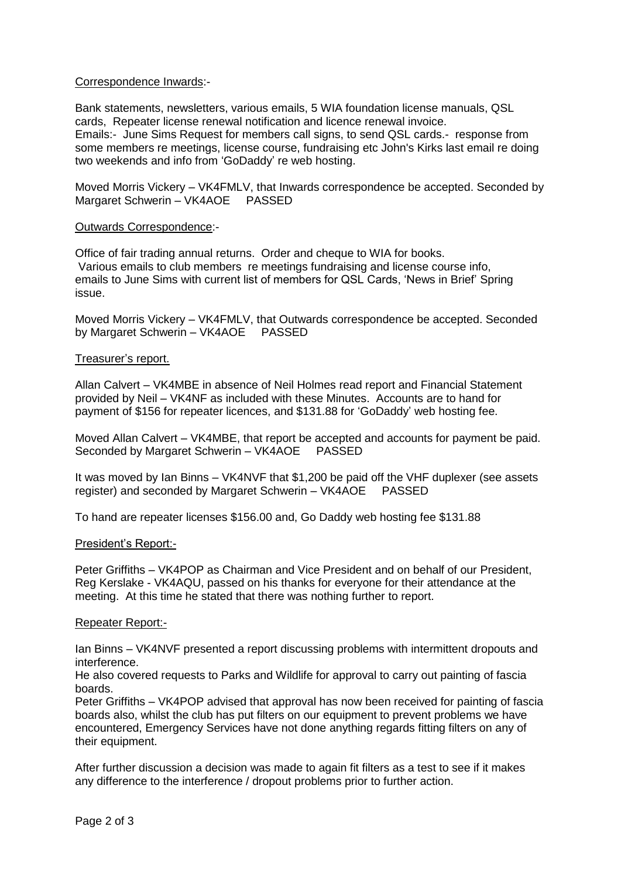Correspondence Inwards:-

Bank statements, newsletters, various emails, 5 WIA foundation license manuals, QSL cards, Repeater license renewal notification and licence renewal invoice.
Emails:- June Sims Request for members call signs, to send QSL cards.- response from some members re meetings, license course, fundraising etc John's Kirks last email re doing two weekends and info from 'GoDaddy' re web hosting.

Moved Morris Vickery – VK4FMLV, that Inwards correspondence be accepted. Seconded by Margaret Schwerin – VK4AOE PASSED

Outwards Correspondence:-

Office of fair trading annual returns. Order and cheque to WIA for books.
Various emails to club members re meetings fundraising and license course info, emails to June Sims with current list of members for QSL Cards, 'News in Brief' Spring issue.

Moved Morris Vickery – VK4FMLV, that Outwards correspondence be accepted. Seconded by Margaret Schwerin – VK4AOE PASSED

Treasurer's report.

Allan Calvert – VK4MBE in absence of Neil Holmes read report and Financial Statement provided by Neil – VK4NF as included with these Minutes. Accounts are to hand for payment of $156 for repeater licences, and $131.88 for 'GoDaddy' web hosting fee.

Moved Allan Calvert – VK4MBE, that report be accepted and accounts for payment be paid. Seconded by Margaret Schwerin – VK4AOE PASSED

It was moved by Ian Binns – VK4NVF that $1,200 be paid off the VHF duplexer (see assets register) and seconded by Margaret Schwerin – VK4AOE PASSED

To hand are repeater licenses $156.00 and, Go Daddy web hosting fee $131.88

President's Report:-

Peter Griffiths – VK4POP as Chairman and Vice President and on behalf of our President, Reg Kerslake - VK4AQU, passed on his thanks for everyone for their attendance at the meeting. At this time he stated that there was nothing further to report.

Repeater Report:-

Ian Binns – VK4NVF presented a report discussing problems with intermittent dropouts and interference.
He also covered requests to Parks and Wildlife for approval to carry out painting of fascia boards.
Peter Griffiths – VK4POP advised that approval has now been received for painting of fascia boards also, whilst the club has put filters on our equipment to prevent problems we have encountered, Emergency Services have not done anything regards fitting filters on any of their equipment.

After further discussion a decision was made to again fit filters as a test to see if it makes any difference to the interference / dropout problems prior to further action.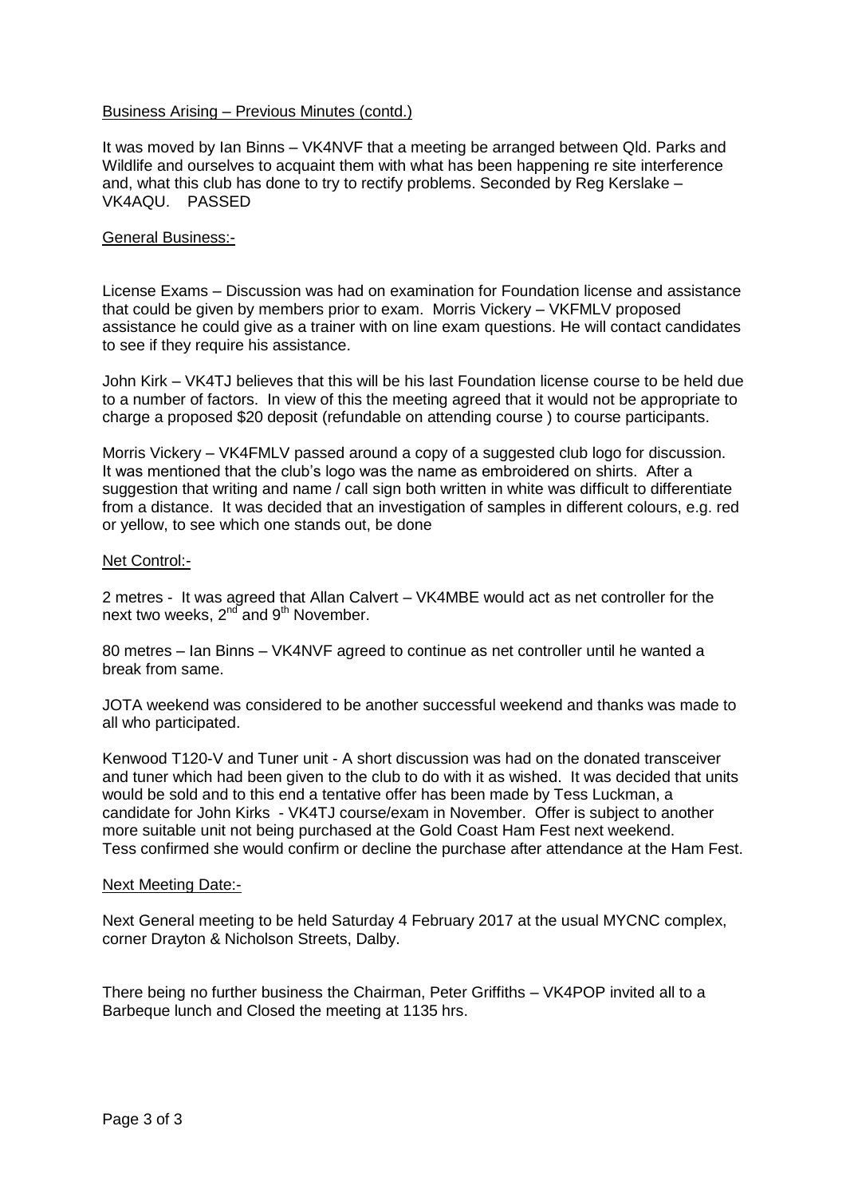Business Arising – Previous Minutes (contd.)

It was moved by Ian Binns – VK4NVF that a meeting be arranged between Qld. Parks and Wildlife and ourselves to acquaint them with what has been happening re site interference and, what this club has done to try to rectify problems. Seconded by Reg Kerslake – VK4AQU. PASSED

General Business:-

License Exams – Discussion was had on examination for Foundation license and assistance that could be given by members prior to exam. Morris Vickery – VKFMLV proposed assistance he could give as a trainer with on line exam questions. He will contact candidates to see if they require his assistance.

John Kirk – VK4TJ believes that this will be his last Foundation license course to be held due to a number of factors. In view of this the meeting agreed that it would not be appropriate to charge a proposed $20 deposit (refundable on attending course ) to course participants.

Morris Vickery – VK4FMLV passed around a copy of a suggested club logo for discussion. It was mentioned that the club's logo was the name as embroidered on shirts. After a suggestion that writing and name / call sign both written in white was difficult to differentiate from a distance. It was decided that an investigation of samples in different colours, e.g. red or yellow, to see which one stands out, be done

Net Control:-

2 metres - It was agreed that Allan Calvert – VK4MBE would act as net controller for the next two weeks, 2nd and 9th November.

80 metres – Ian Binns – VK4NVF agreed to continue as net controller until he wanted a break from same.

JOTA weekend was considered to be another successful weekend and thanks was made to all who participated.

Kenwood T120-V and Tuner unit - A short discussion was had on the donated transceiver and tuner which had been given to the club to do with it as wished. It was decided that units would be sold and to this end a tentative offer has been made by Tess Luckman, a candidate for John Kirks - VK4TJ course/exam in November. Offer is subject to another more suitable unit not being purchased at the Gold Coast Ham Fest next weekend. Tess confirmed she would confirm or decline the purchase after attendance at the Ham Fest.

Next Meeting Date:-

Next General meeting to be held Saturday 4 February 2017 at the usual MYCNC complex, corner Drayton & Nicholson Streets, Dalby.

There being no further business the Chairman, Peter Griffiths – VK4POP invited all to a Barbeque lunch and Closed the meeting at 1135 hrs.